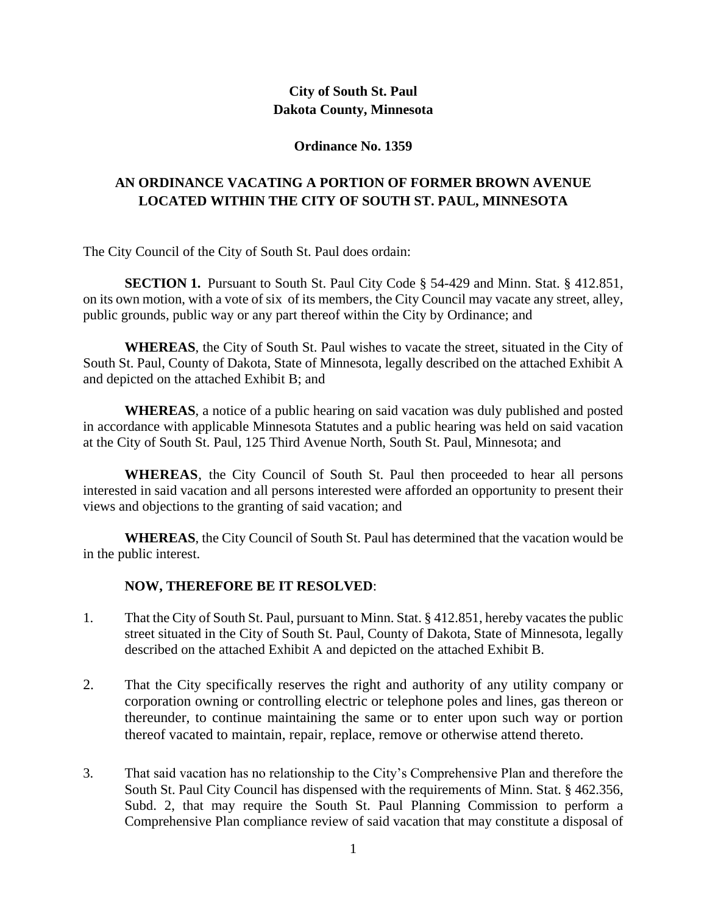**City of South St. Paul**
**Dakota County, Minnesota**

**Ordinance No. 1359**

# AN ORDINANCE VACATING A PORTION OF FORMER BROWN AVENUE LOCATED WITHIN THE CITY OF SOUTH ST. PAUL, MINNESOTA

The City Council of the City of South St. Paul does ordain:

**SECTION 1.** Pursuant to South St. Paul City Code § 54-429 and Minn. Stat. § 412.851, on its own motion, with a vote of six of its members, the City Council may vacate any street, alley, public grounds, public way or any part thereof within the City by Ordinance; and

**WHEREAS**, the City of South St. Paul wishes to vacate the street, situated in the City of South St. Paul, County of Dakota, State of Minnesota, legally described on the attached Exhibit A and depicted on the attached Exhibit B; and

**WHEREAS**, a notice of a public hearing on said vacation was duly published and posted in accordance with applicable Minnesota Statutes and a public hearing was held on said vacation at the City of South St. Paul, 125 Third Avenue North, South St. Paul, Minnesota; and

**WHEREAS**, the City Council of South St. Paul then proceeded to hear all persons interested in said vacation and all persons interested were afforded an opportunity to present their views and objections to the granting of said vacation; and

**WHEREAS**, the City Council of South St. Paul has determined that the vacation would be in the public interest.

**NOW, THEREFORE BE IT RESOLVED**:

1. That the City of South St. Paul, pursuant to Minn. Stat. § 412.851, hereby vacates the public street situated in the City of South St. Paul, County of Dakota, State of Minnesota, legally described on the attached Exhibit A and depicted on the attached Exhibit B.

2. That the City specifically reserves the right and authority of any utility company or corporation owning or controlling electric or telephone poles and lines, gas thereon or thereunder, to continue maintaining the same or to enter upon such way or portion thereof vacated to maintain, repair, replace, remove or otherwise attend thereto.

3. That said vacation has no relationship to the City's Comprehensive Plan and therefore the South St. Paul City Council has dispensed with the requirements of Minn. Stat. § 462.356, Subd. 2, that may require the South St. Paul Planning Commission to perform a Comprehensive Plan compliance review of said vacation that may constitute a disposal of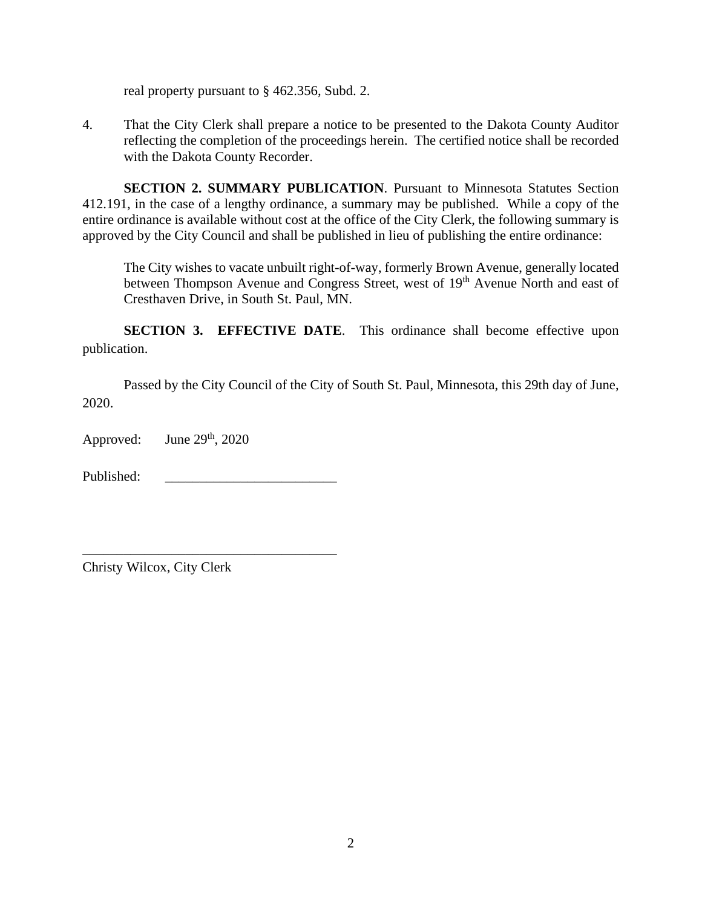real property pursuant to § 462.356, Subd. 2.

4. That the City Clerk shall prepare a notice to be presented to the Dakota County Auditor reflecting the completion of the proceedings herein. The certified notice shall be recorded with the Dakota County Recorder.

**SECTION 2. SUMMARY PUBLICATION**. Pursuant to Minnesota Statutes Section 412.191, in the case of a lengthy ordinance, a summary may be published. While a copy of the entire ordinance is available without cost at the office of the City Clerk, the following summary is approved by the City Council and shall be published in lieu of publishing the entire ordinance:

> The City wishes to vacate unbuilt right-of-way, formerly Brown Avenue, generally located between Thompson Avenue and Congress Street, west of 19th Avenue North and east of Cresthaven Drive, in South St. Paul, MN.

**SECTION 3. EFFECTIVE DATE**. This ordinance shall become effective upon publication.

Passed by the City Council of the City of South St. Paul, Minnesota, this 29th day of June, 2020.

Approved: June 29th, 2020

Published: ________________________

______________________________________
Christy Wilcox, City Clerk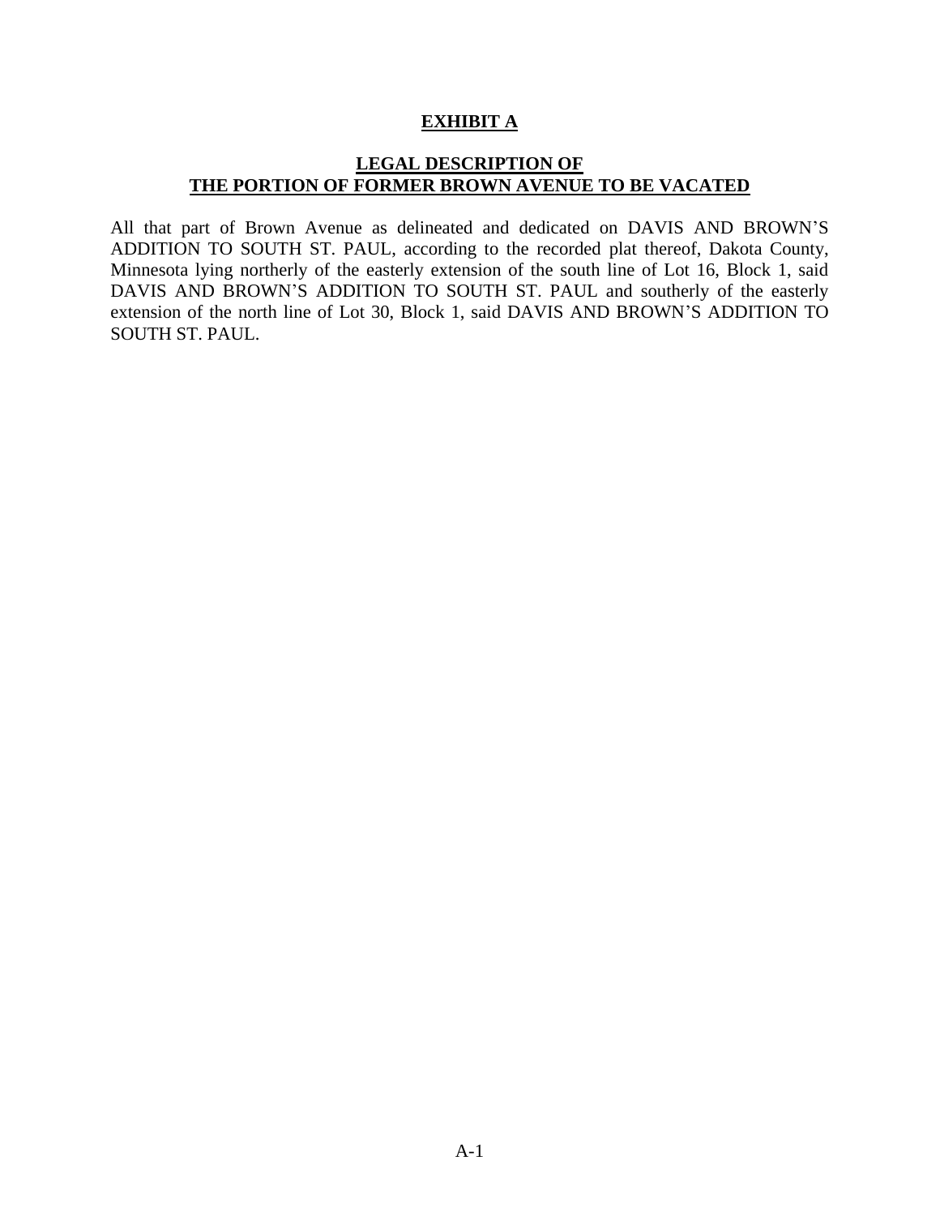# **EXHIBIT A**

## **LEGAL DESCRIPTION OF THE PORTION OF FORMER BROWN AVENUE TO BE VACATED**

All that part of Brown Avenue as delineated and dedicated on DAVIS AND BROWN'S ADDITION TO SOUTH ST. PAUL, according to the recorded plat thereof, Dakota County, Minnesota lying northerly of the easterly extension of the south line of Lot 16, Block 1, said DAVIS AND BROWN'S ADDITION TO SOUTH ST. PAUL and southerly of the easterly extension of the north line of Lot 30, Block 1, said DAVIS AND BROWN'S ADDITION TO SOUTH ST. PAUL.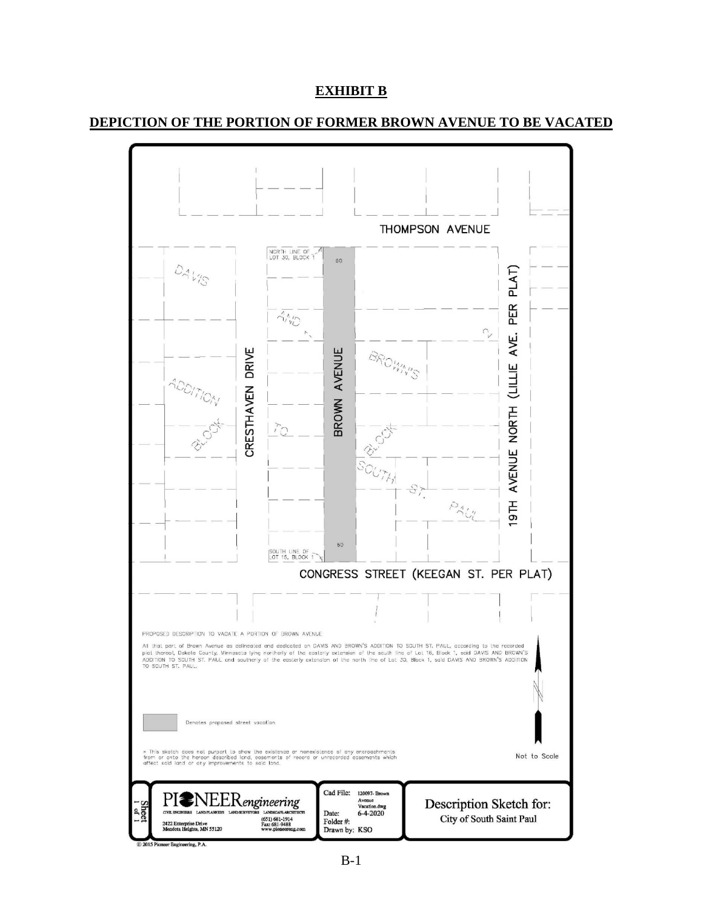# EXHIBIT B

## DEPICTION OF THE PORTION OF FORMER BROWN AVENUE TO BE VACATED

THOMPSON AVENUE

NORTH LINE OF LOT 30, BLOCK 1

60

DAVIS AND BROWN'S ADDITION TO SOUTH ST. PAUL

BLOCK

CRESTHAVEN DRIVE

BROWN AVENUE

BLOCK 2

19TH AVENUE NORTH (LILLIE AVE. PER PLAT)

60

SOUTH LINE OF LOT 16, BLOCK 1

CONGRESS STREET (KEEGAN ST. PER PLAT)

PROPOSED DESCRIPTION TO VACATE A PORTION OF BROWN AVENUE

All that part of Brown Avenue as delineated and dedicated on DAVIS AND BROWN'S ADDITION TO SOUTH ST. PAUL, according to the recorded plat thereof, Dakota County, Minnesota lying northerly of the easterly extension of the south line of Lot 16, Block 1, said DAVIS AND BROWN'S ADDITION TO SOUTH ST. PAUL and southerly of the easterly extension of the north line of Lot 30, Block 1, said DAVIS AND BROWN'S ADDITION TO SOUTH ST. PAUL.

Denotes proposed street vacation

* This sketch does not purport to show the existence or nonexistence of any encroachments from or onto the hereon described land, easements of record or unrecorded easements which affect said land or any improvements to said land.

Not to Scale

Sheet 1 of 1

PIONEERengineering

CIVIL ENGINEERS LAND PLANNERS LAND SURVEYORS LANDSCAPE ARCHITECTS

2422 Enterprise Drive
Mendota Heights, MN 55120

(651) 681-1914
Fax: 681-9488
www.pioneereng.com

Cad File: 120097- Brown Avenue Vacation.dwg
Date: 6-4-2020
Folder #:
Drawn by: KSO

Description Sketch for:
City of South Saint Paul

© 2015 Pioneer Engineering, P.A.